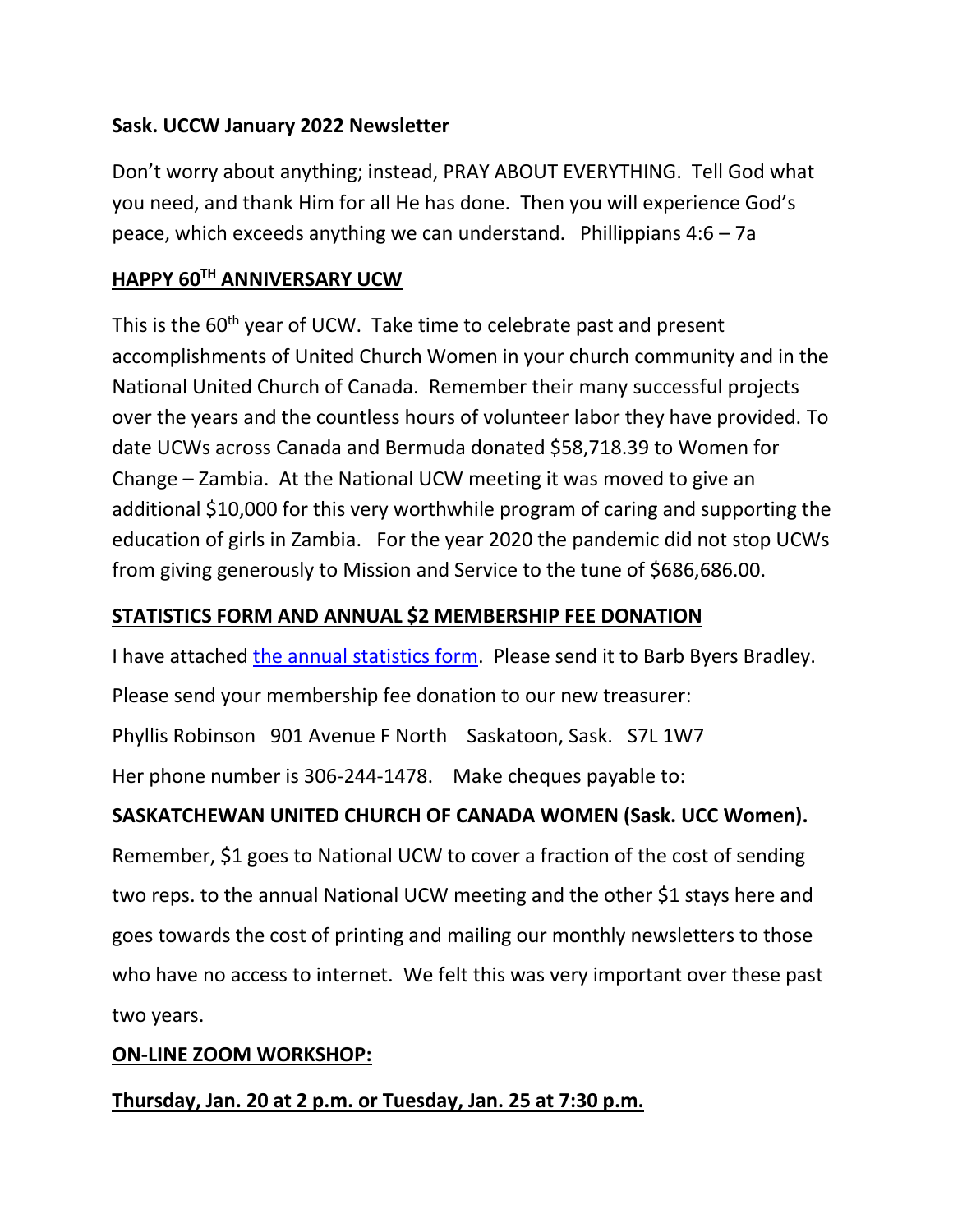**Sask. UCCW January 2022 Newsletter**

Don't worry about anything; instead, PRAY ABOUT EVERYTHING. Tell God what you need, and thank Him for all He has done. Then you will experience God's peace, which exceeds anything we can understand. Phillippians 4:6 – 7a

**HAPPY 60TH ANNIVERSARY UCW**

This is the 60th year of UCW. Take time to celebrate past and present accomplishments of United Church Women in your church community and in the National United Church of Canada. Remember their many successful projects over the years and the countless hours of volunteer labor they have provided. To date UCWs across Canada and Bermuda donated $58,718.39 to Women for Change – Zambia. At the National UCW meeting it was moved to give an additional $10,000 for this very worthwhile program of caring and supporting the education of girls in Zambia. For the year 2020 the pandemic did not stop UCWs from giving generously to Mission and Service to the tune of $686,686.00.

**STATISTICS FORM AND ANNUAL $2 MEMBERSHIP FEE DONATION**

I have attached the annual statistics form. Please send it to Barb Byers Bradley.

Please send your membership fee donation to our new treasurer:

Phyllis Robinson 901 Avenue F North Saskatoon, Sask. S7L 1W7

Her phone number is 306-244-1478. Make cheques payable to:

**SASKATCHEWAN UNITED CHURCH OF CANADA WOMEN (Sask. UCC Women).**

Remember, $1 goes to National UCW to cover a fraction of the cost of sending two reps. to the annual National UCW meeting and the other $1 stays here and goes towards the cost of printing and mailing our monthly newsletters to those who have no access to internet. We felt this was very important over these past two years.

**ON-LINE ZOOM WORKSHOP:**

**Thursday, Jan. 20 at 2 p.m. or Tuesday, Jan. 25 at 7:30 p.m.**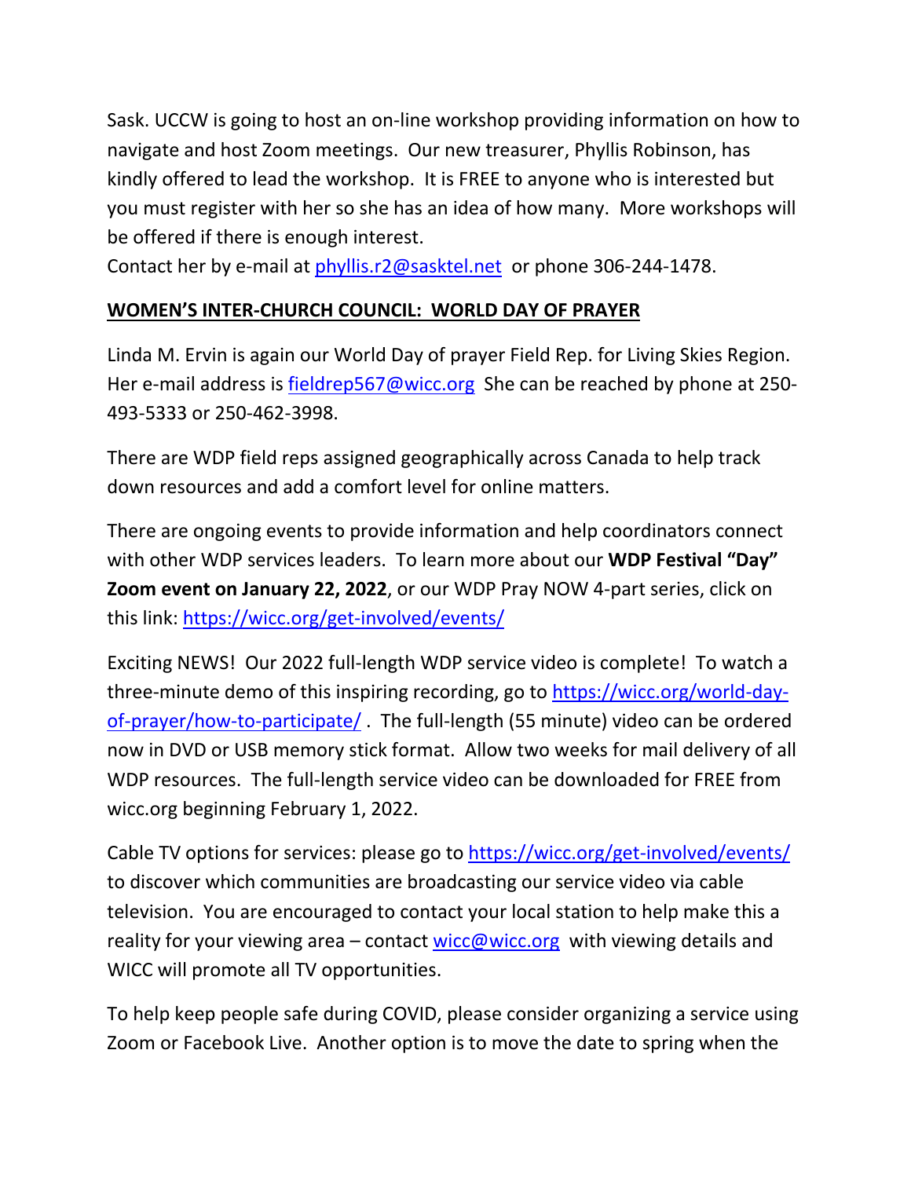Sask. UCCW is going to host an on-line workshop providing information on how to navigate and host Zoom meetings. Our new treasurer, Phyllis Robinson, has kindly offered to lead the workshop. It is FREE to anyone who is interested but you must register with her so she has an idea of how many. More workshops will be offered if there is enough interest.
Contact her by e-mail at phyllis.r2@sasktel.net or phone 306-244-1478.

**WOMEN'S INTER-CHURCH COUNCIL: WORLD DAY OF PRAYER**

Linda M. Ervin is again our World Day of prayer Field Rep. for Living Skies Region. Her e-mail address is fieldrep567@wicc.org She can be reached by phone at 250-493-5333 or 250-462-3998.

There are WDP field reps assigned geographically across Canada to help track down resources and add a comfort level for online matters.

There are ongoing events to provide information and help coordinators connect with other WDP services leaders. To learn more about our **WDP Festival "Day" Zoom event on January 22, 2022**, or our WDP Pray NOW 4-part series, click on this link: https://wicc.org/get-involved/events/

Exciting NEWS! Our 2022 full-length WDP service video is complete! To watch a three-minute demo of this inspiring recording, go to https://wicc.org/world-day-of-prayer/how-to-participate/ . The full-length (55 minute) video can be ordered now in DVD or USB memory stick format. Allow two weeks for mail delivery of all WDP resources. The full-length service video can be downloaded for FREE from wicc.org beginning February 1, 2022.

Cable TV options for services: please go to https://wicc.org/get-involved/events/ to discover which communities are broadcasting our service video via cable television. You are encouraged to contact your local station to help make this a reality for your viewing area – contact wicc@wicc.org with viewing details and WICC will promote all TV opportunities.

To help keep people safe during COVID, please consider organizing a service using Zoom or Facebook Live. Another option is to move the date to spring when the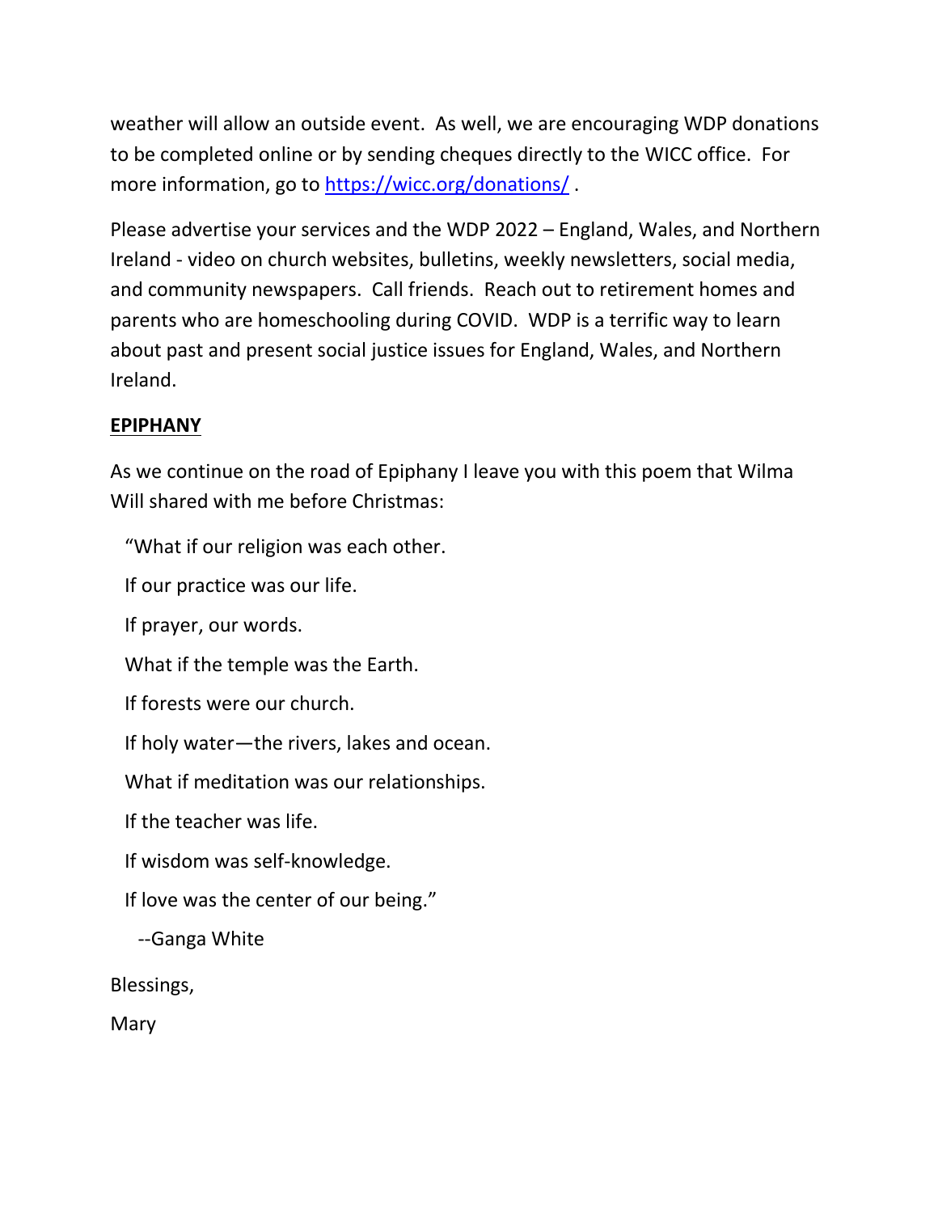weather will allow an outside event. As well, we are encouraging WDP donations to be completed online or by sending cheques directly to the WICC office. For more information, go to https://wicc.org/donations/ .

Please advertise your services and the WDP 2022 – England, Wales, and Northern Ireland - video on church websites, bulletins, weekly newsletters, social media, and community newspapers. Call friends. Reach out to retirement homes and parents who are homeschooling during COVID. WDP is a terrific way to learn about past and present social justice issues for England, Wales, and Northern Ireland.

**EPIPHANY**

As we continue on the road of Epiphany I leave you with this poem that Wilma Will shared with me before Christmas:

"What if our religion was each other.

If our practice was our life.

If prayer, our words.

What if the temple was the Earth.

If forests were our church.

If holy water—the rivers, lakes and ocean.

What if meditation was our relationships.

If the teacher was life.

If wisdom was self-knowledge.

If love was the center of our being."

--Ganga White

Blessings,

Mary